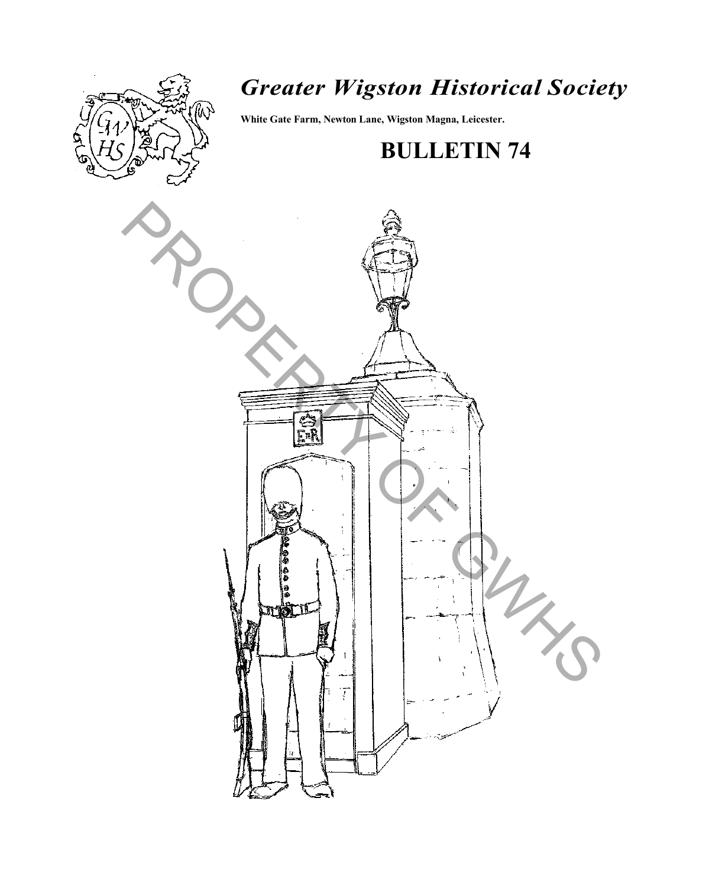# *Greater Wigston Historical Society*

**White Gate Farm, Newton Lane, Wigston Magna, Leicester.**

## BULLETIN 74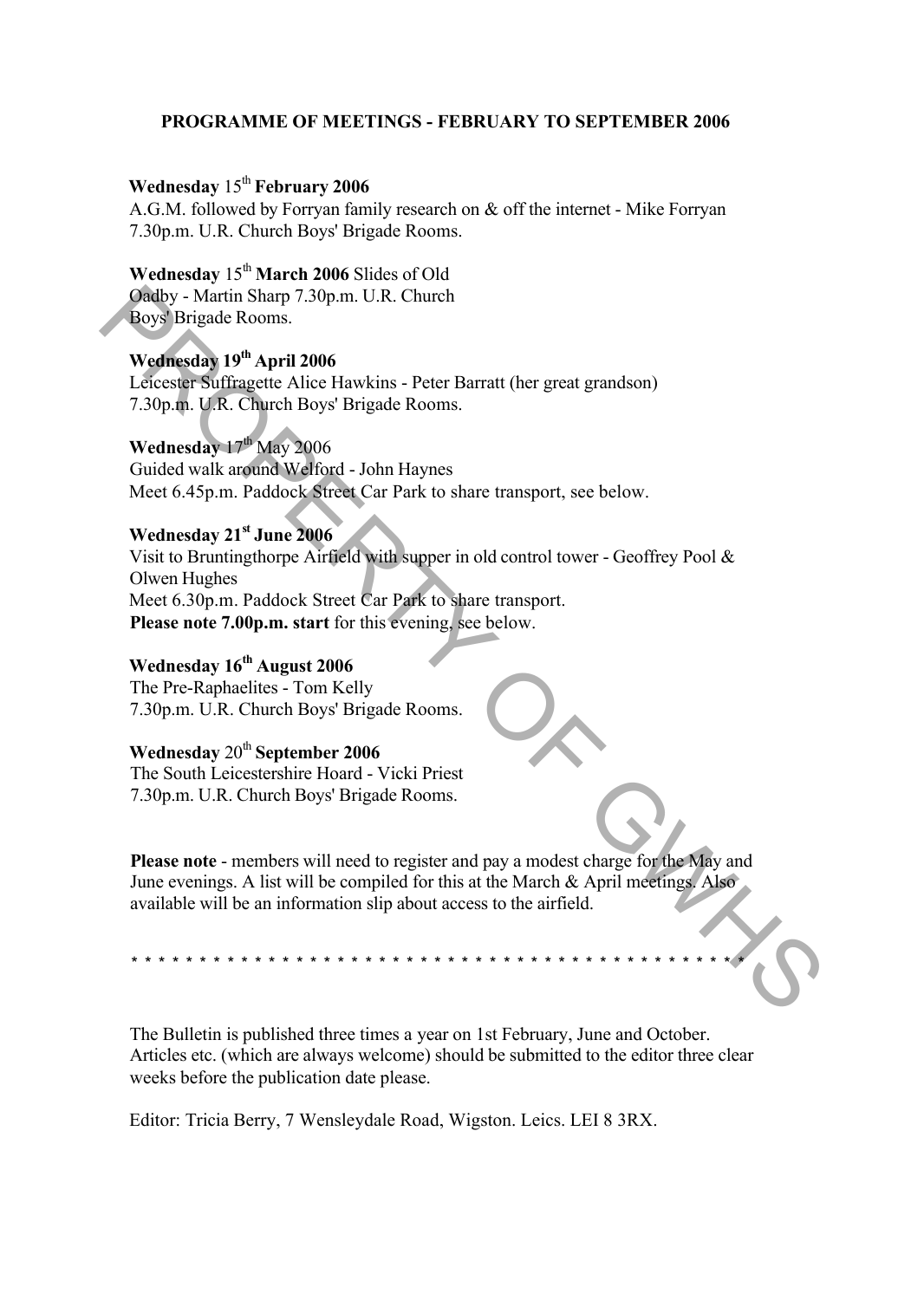**PROGRAMME OF MEETINGS - FEBRUARY TO SEPTEMBER 2006**

**Wednesday** 15th **February 2006**
A.G.M. followed by Forryan family research on & off the internet - Mike Forryan
7.30p.m. U.R. Church Boys' Brigade Rooms.

**Wednesday** 15th **March 2006** Slides of Old
Oadby - Martin Sharp 7.30p.m. U.R. Church
Boys' Brigade Rooms.

**Wednesday 19th April 2006**
Leicester Suffragette Alice Hawkins - Peter Barratt (her great grandson)
7.30p.m. U.R. Church Boys' Brigade Rooms.

**Wednesday** 17th May 2006
Guided walk around Welford - John Haynes
Meet 6.45p.m. Paddock Street Car Park to share transport, see below.

**Wednesday 21st June 2006**
Visit to Bruntingthorpe Airfield with supper in old control tower - Geoffrey Pool & Olwen Hughes
Meet 6.30p.m. Paddock Street Car Park to share transport.
**Please note 7.00p.m. start** for this evening, see below.

**Wednesday 16th August 2006**
The Pre-Raphaelites - Tom Kelly
7.30p.m. U.R. Church Boys' Brigade Rooms.

**Wednesday** 20th **September 2006**
The South Leicestershire Hoard - Vicki Priest
7.30p.m. U.R. Church Boys' Brigade Rooms.

**Please note** - members will need to register and pay a modest charge for the May and June evenings. A list will be compiled for this at the March & April meetings. Also available will be an information slip about access to the airfield.

\* \* \* \* \* \* \* \* \* \* \* \* \* \* \* \* \* \* \* \* \* \* \* \* \* \* \* \* \* \* \* \* \* \* \* \* \* \* \* \* \* \* \* \* \* \* \* \* \*

The Bulletin is published three times a year on 1st February, June and October. Articles etc. (which are always welcome) should be submitted to the editor three clear weeks before the publication date please.

Editor: Tricia Berry, 7 Wensleydale Road, Wigston. Leics. LEI 8 3RX.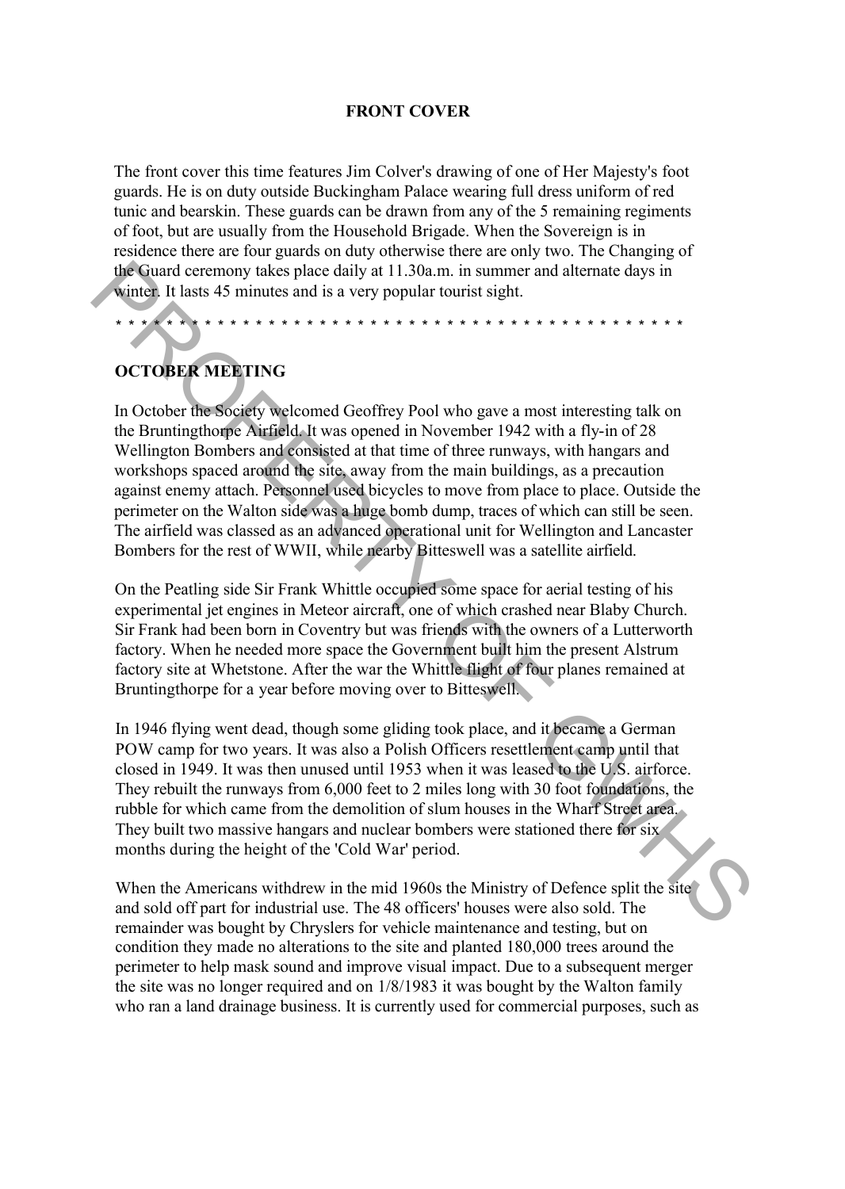## FRONT COVER

The front cover this time features Jim Colver's drawing of one of Her Majesty's foot guards. He is on duty outside Buckingham Palace wearing full dress uniform of red tunic and bearskin. These guards can be drawn from any of the 5 remaining regiments of foot, but are usually from the Household Brigade. When the Sovereign is in residence there are four guards on duty otherwise there are only two. The Changing of the Guard ceremony takes place daily at 11.30a.m. in summer and alternate days in winter. It lasts 45 minutes and is a very popular tourist sight.

* * * * * * * * * * * * * * * * * * * * * * * * * * * * * * * * * * * * * * * * * * * * * * * * * *

## OCTOBER MEETING

In October the Society welcomed Geoffrey Pool who gave a most interesting talk on the Bruntingthorpe Airfield. It was opened in November 1942 with a fly-in of 28 Wellington Bombers and consisted at that time of three runways, with hangars and workshops spaced around the site, away from the main buildings, as a precaution against enemy attach. Personnel used bicycles to move from place to place. Outside the perimeter on the Walton side was a huge bomb dump, traces of which can still be seen. The airfield was classed as an advanced operational unit for Wellington and Lancaster Bombers for the rest of WWII, while nearby Bitteswell was a satellite airfield.

On the Peatling side Sir Frank Whittle occupied some space for aerial testing of his experimental jet engines in Meteor aircraft, one of which crashed near Blaby Church. Sir Frank had been born in Coventry but was friends with the owners of a Lutterworth factory. When he needed more space the Government built him the present Alstrum factory site at Whetstone. After the war the Whittle flight of four planes remained at Bruntingthorpe for a year before moving over to Bitteswell.

In 1946 flying went dead, though some gliding took place, and it became a German POW camp for two years. It was also a Polish Officers resettlement camp until that closed in 1949. It was then unused until 1953 when it was leased to the U.S. airforce. They rebuilt the runways from 6,000 feet to 2 miles long with 30 foot foundations, the rubble for which came from the demolition of slum houses in the Wharf Street area. They built two massive hangars and nuclear bombers were stationed there for six months during the height of the 'Cold War' period.

When the Americans withdrew in the mid 1960s the Ministry of Defence split the site and sold off part for industrial use. The 48 officers' houses were also sold. The remainder was bought by Chryslers for vehicle maintenance and testing, but on condition they made no alterations to the site and planted 180,000 trees around the perimeter to help mask sound and improve visual impact. Due to a subsequent merger the site was no longer required and on 1/8/1983 it was bought by the Walton family who ran a land drainage business. It is currently used for commercial purposes, such as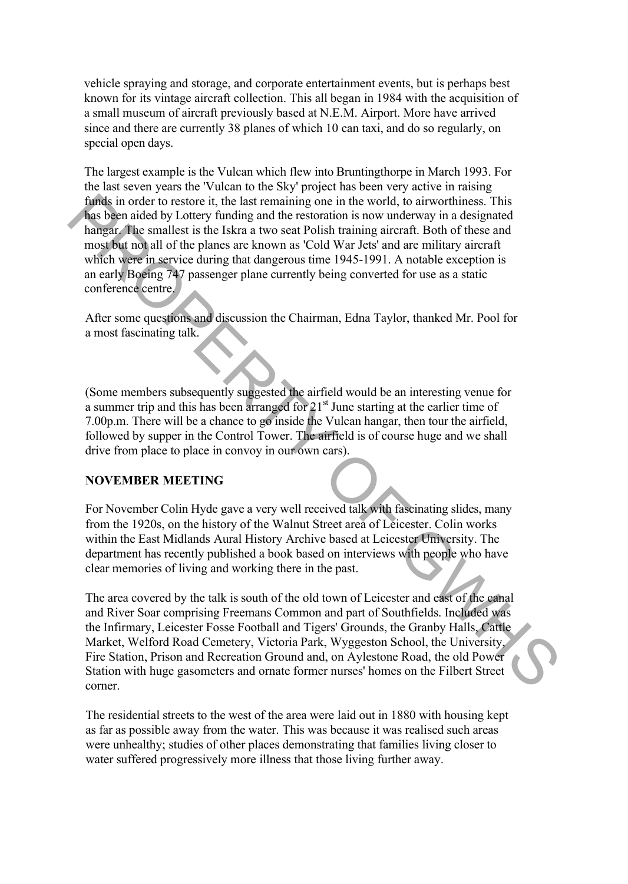vehicle spraying and storage, and corporate entertainment events, but is perhaps best known for its vintage aircraft collection. This all began in 1984 with the acquisition of a small museum of aircraft previously based at N.E.M. Airport. More have arrived since and there are currently 38 planes of which 10 can taxi, and do so regularly, on special open days.

The largest example is the Vulcan which flew into Bruntingthorpe in March 1993. For the last seven years the 'Vulcan to the Sky' project has been very active in raising funds in order to restore it, the last remaining one in the world, to airworthiness. This has been aided by Lottery funding and the restoration is now underway in a designated hangar. The smallest is the Iskra a two seat Polish training aircraft. Both of these and most but not all of the planes are known as 'Cold War Jets' and are military aircraft which were in service during that dangerous time 1945-1991. A notable exception is an early Boeing 747 passenger plane currently being converted for use as a static conference centre.

After some questions and discussion the Chairman, Edna Taylor, thanked Mr. Pool for a most fascinating talk.

(Some members subsequently suggested the airfield would be an interesting venue for a summer trip and this has been arranged for 21st June starting at the earlier time of 7.00p.m. There will be a chance to go inside the Vulcan hangar, then tour the airfield, followed by supper in the Control Tower. The airfield is of course huge and we shall drive from place to place in convoy in our own cars).

## NOVEMBER MEETING

For November Colin Hyde gave a very well received talk with fascinating slides, many from the 1920s, on the history of the Walnut Street area of Leicester. Colin works within the East Midlands Aural History Archive based at Leicester University. The department has recently published a book based on interviews with people who have clear memories of living and working there in the past.

The area covered by the talk is south of the old town of Leicester and east of the canal and River Soar comprising Freemans Common and part of Southfields. Included was the Infirmary, Leicester Fosse Football and Tigers' Grounds, the Granby Halls, Cattle Market, Welford Road Cemetery, Victoria Park, Wyggeston School, the University, Fire Station, Prison and Recreation Ground and, on Aylestone Road, the old Power Station with huge gasometers and ornate former nurses' homes on the Filbert Street corner.

The residential streets to the west of the area were laid out in 1880 with housing kept as far as possible away from the water. This was because it was realised such areas were unhealthy; studies of other places demonstrating that families living closer to water suffered progressively more illness that those living further away.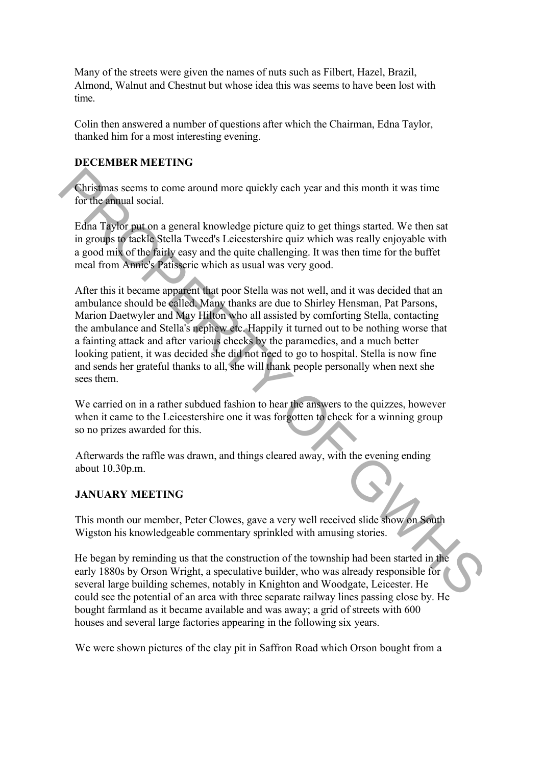Many of the streets were given the names of nuts such as Filbert, Hazel, Brazil, Almond, Walnut and Chestnut but whose idea this was seems to have been lost with time.

Colin then answered a number of questions after which the Chairman, Edna Taylor, thanked him for a most interesting evening.

**DECEMBER MEETING**

Christmas seems to come around more quickly each year and this month it was time for the annual social.

Edna Taylor put on a general knowledge picture quiz to get things started. We then sat in groups to tackle Stella Tweed's Leicestershire quiz which was really enjoyable with a good mix of the fairly easy and the quite challenging. It was then time for the buffet meal from Annie's Patisserie which as usual was very good.

After this it became apparent that poor Stella was not well, and it was decided that an ambulance should be called. Many thanks are due to Shirley Hensman, Pat Parsons, Marion Daetwyler and May Hilton who all assisted by comforting Stella, contacting the ambulance and Stella's nephew etc. Happily it turned out to be nothing worse that a fainting attack and after various checks by the paramedics, and a much better looking patient, it was decided she did not need to go to hospital. Stella is now fine and sends her grateful thanks to all, she will thank people personally when next she sees them.

We carried on in a rather subdued fashion to hear the answers to the quizzes, however when it came to the Leicestershire one it was forgotten to check for a winning group so no prizes awarded for this.

Afterwards the raffle was drawn, and things cleared away, with the evening ending about 10.30p.m.

**JANUARY MEETING**

This month our member, Peter Clowes, gave a very well received slide show on South Wigston his knowledgeable commentary sprinkled with amusing stories.

He began by reminding us that the construction of the township had been started in the early 1880s by Orson Wright, a speculative builder, who was already responsible for several large building schemes, notably in Knighton and Woodgate, Leicester. He could see the potential of an area with three separate railway lines passing close by. He bought farmland as it became available and was away; a grid of streets with 600 houses and several large factories appearing in the following six years.

We were shown pictures of the clay pit in Saffron Road which Orson bought from a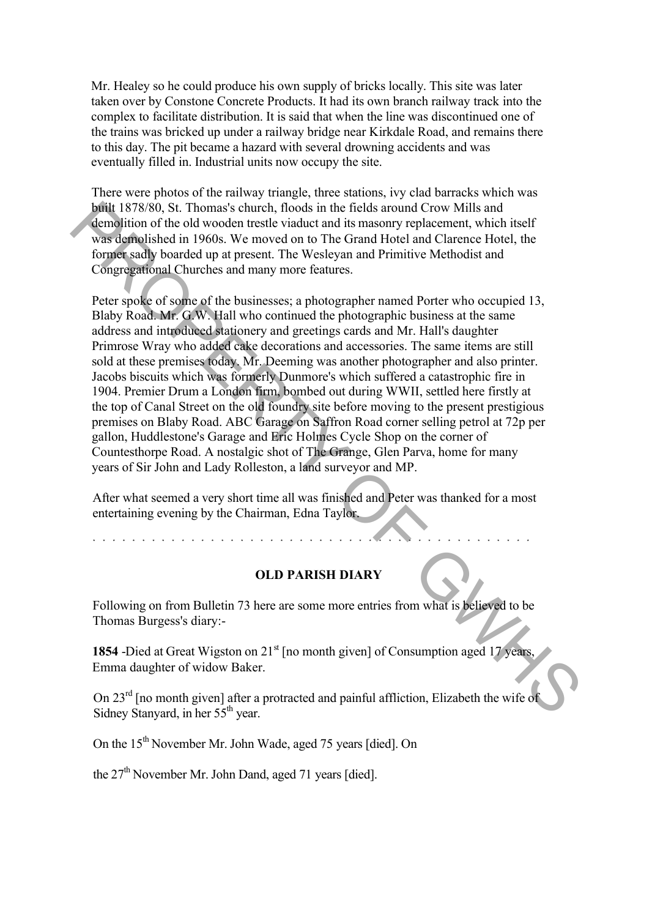Mr. Healey so he could produce his own supply of bricks locally. This site was later taken over by Constone Concrete Products. It had its own branch railway track into the complex to facilitate distribution. It is said that when the line was discontinued one of the trains was bricked up under a railway bridge near Kirkdale Road, and remains there to this day. The pit became a hazard with several drowning accidents and was eventually filled in. Industrial units now occupy the site.

There were photos of the railway triangle, three stations, ivy clad barracks which was built 1878/80, St. Thomas's church, floods in the fields around Crow Mills and demolition of the old wooden trestle viaduct and its masonry replacement, which itself was demolished in 1960s. We moved on to The Grand Hotel and Clarence Hotel, the former sadly boarded up at present. The Wesleyan and Primitive Methodist and Congregational Churches and many more features.

Peter spoke of some of the businesses; a photographer named Porter who occupied 13, Blaby Road. Mr. G.W. Hall who continued the photographic business at the same address and introduced stationery and greetings cards and Mr. Hall's daughter Primrose Wray who added cake decorations and accessories. The same items are still sold at these premises today. Mr. Deeming was another photographer and also printer. Jacobs biscuits which was formerly Dunmore's which suffered a catastrophic fire in 1904. Premier Drum a London firm, bombed out during WWII, settled here firstly at the top of Canal Street on the old foundry site before moving to the present prestigious premises on Blaby Road. ABC Garage on Saffron Road corner selling petrol at 72p per gallon, Huddlestone's Garage and Eric Holmes Cycle Shop on the corner of Countesthorpe Road. A nostalgic shot of The Grange, Glen Parva, home for many years of Sir John and Lady Rolleston, a land surveyor and MP.

After what seemed a very short time all was finished and Peter was thanked for a most entertaining evening by the Chairman, Edna Taylor.

. . . . . . . . . . . . . . . . . . . . . . . . . . . . . . . . . . . . . . . . . . . . . . .

## OLD PARISH DIARY

Following on from Bulletin 73 here are some more entries from what is believed to be Thomas Burgess's diary:-

**1854** -Died at Great Wigston on 21st [no month given] of Consumption aged 17 years, Emma daughter of widow Baker.

On 23rd [no month given] after a protracted and painful affliction, Elizabeth the wife of Sidney Stanyard, in her 55th year.

On the 15th November Mr. John Wade, aged 75 years [died]. On

the 27th November Mr. John Dand, aged 71 years [died].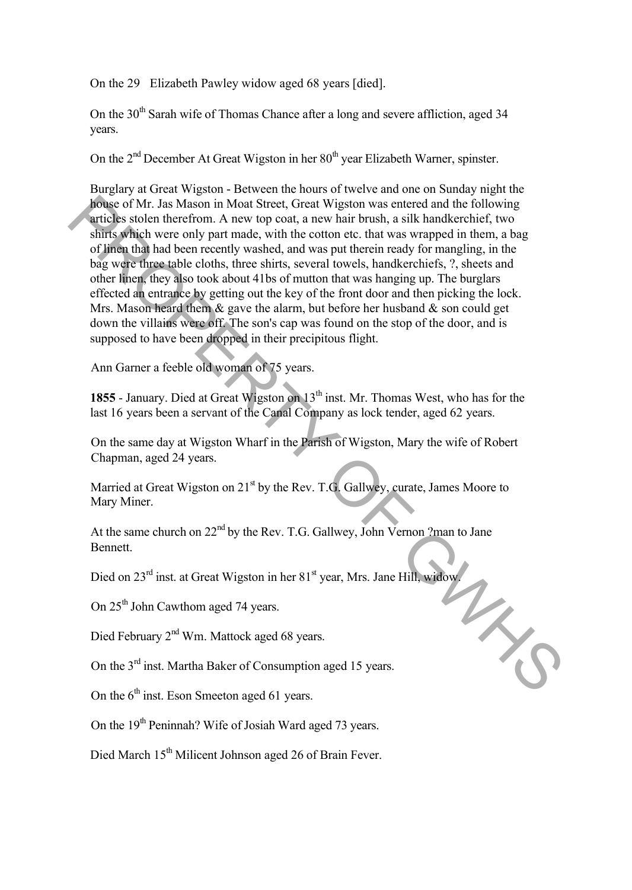On the 29 Elizabeth Pawley widow aged 68 years [died].

On the 30th Sarah wife of Thomas Chance after a long and severe affliction, aged 34 years.

On the 2nd December At Great Wigston in her 80th year Elizabeth Warner, spinster.

Burglary at Great Wigston - Between the hours of twelve and one on Sunday night the house of Mr. Jas Mason in Moat Street, Great Wigston was entered and the following articles stolen therefrom. A new top coat, a new hair brush, a silk handkerchief, two shirts which were only part made, with the cotton etc. that was wrapped in them, a bag of linen that had been recently washed, and was put therein ready for mangling, in the bag were three table cloths, three shirts, several towels, handkerchiefs, ?, sheets and other linen, they also took about 41bs of mutton that was hanging up. The burglars effected an entrance by getting out the key of the front door and then picking the lock. Mrs. Mason heard them & gave the alarm, but before her husband & son could get down the villains were off. The son's cap was found on the stop of the door, and is supposed to have been dropped in their precipitous flight.

Ann Garner a feeble old woman of 75 years.

**1855** - January. Died at Great Wigston on 13th inst. Mr. Thomas West, who has for the last 16 years been a servant of the Canal Company as lock tender, aged 62 years.

On the same day at Wigston Wharf in the Parish of Wigston, Mary the wife of Robert Chapman, aged 24 years.

Married at Great Wigston on 21st by the Rev. T.G. Gallwey, curate, James Moore to Mary Miner.

At the same church on 22nd by the Rev. T.G. Gallwey, John Vernon ?man to Jane Bennett.

Died on 23rd inst. at Great Wigston in her 81st year, Mrs. Jane Hill, widow.

On 25th John Cawthom aged 74 years.

Died February 2nd Wm. Mattock aged 68 years.

On the 3rd inst. Martha Baker of Consumption aged 15 years.

On the 6th inst. Eson Smeeton aged 61 years.

On the 19th Peninnah? Wife of Josiah Ward aged 73 years.

Died March 15th Milicent Johnson aged 26 of Brain Fever.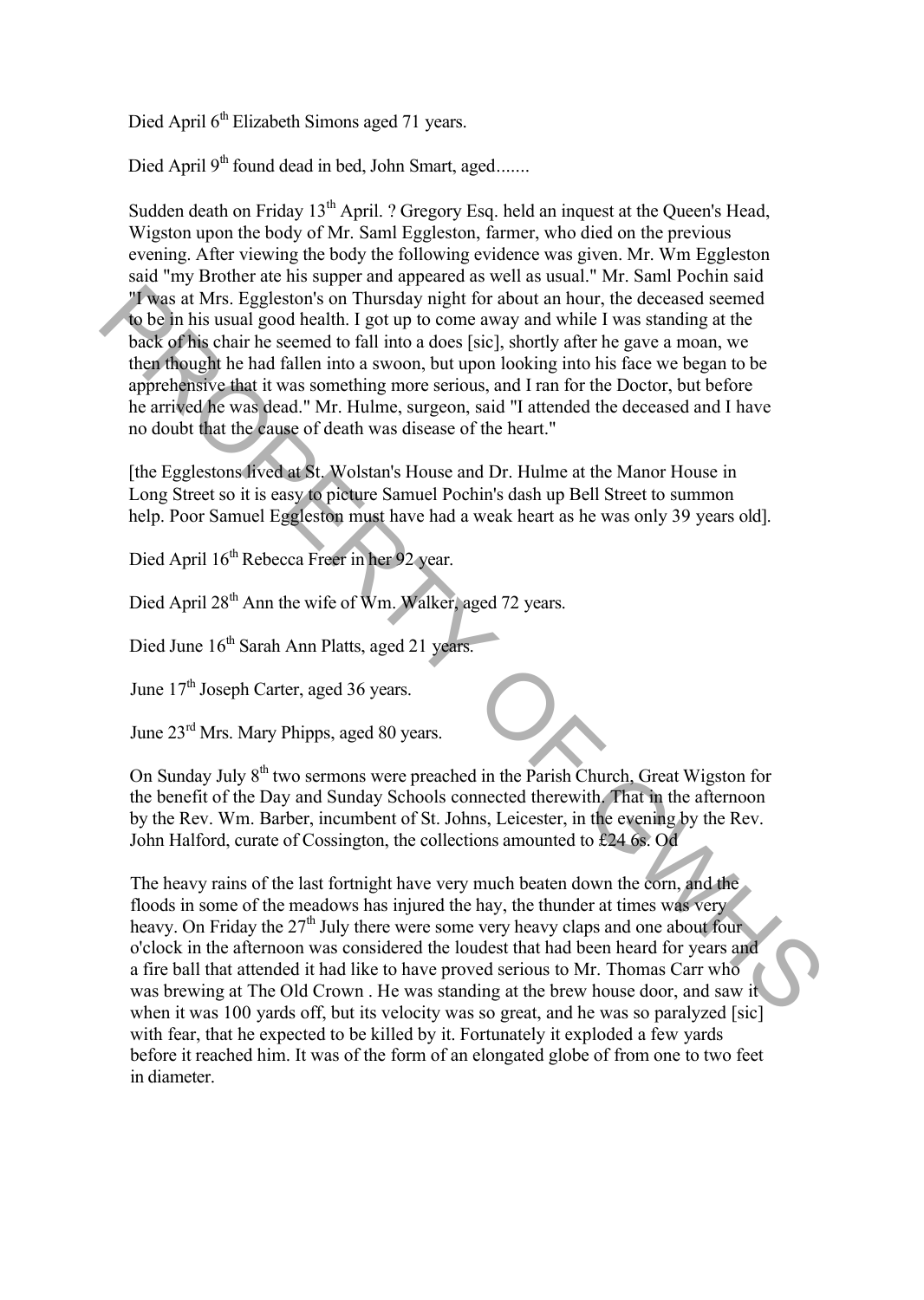Died April 6th Elizabeth Simons aged 71 years.

Died April 9th found dead in bed, John Smart, aged.......

Sudden death on Friday 13th April. ? Gregory Esq. held an inquest at the Queen's Head, Wigston upon the body of Mr. Saml Eggleston, farmer, who died on the previous evening. After viewing the body the following evidence was given. Mr. Wm Eggleston said "my Brother ate his supper and appeared as well as usual." Mr. Saml Pochin said "I was at Mrs. Eggleston's on Thursday night for about an hour, the deceased seemed to be in his usual good health. I got up to come away and while I was standing at the back of his chair he seemed to fall into a does [sic], shortly after he gave a moan, we then thought he had fallen into a swoon, but upon looking into his face we began to be apprehensive that it was something more serious, and I ran for the Doctor, but before he arrived he was dead." Mr. Hulme, surgeon, said "I attended the deceased and I have no doubt that the cause of death was disease of the heart."

[the Egglestons lived at St. Wolstan's House and Dr. Hulme at the Manor House in Long Street so it is easy to picture Samuel Pochin's dash up Bell Street to summon help. Poor Samuel Eggleston must have had a weak heart as he was only 39 years old].

Died April 16th Rebecca Freer in her 92 year.

Died April 28th Ann the wife of Wm. Walker, aged 72 years.

Died June 16th Sarah Ann Platts, aged 21 years.

June 17th Joseph Carter, aged 36 years.

June 23rd Mrs. Mary Phipps, aged 80 years.

On Sunday July 8th two sermons were preached in the Parish Church, Great Wigston for the benefit of the Day and Sunday Schools connected therewith. That in the afternoon by the Rev. Wm. Barber, incumbent of St. Johns, Leicester, in the evening by the Rev. John Halford, curate of Cossington, the collections amounted to £24 6s. 0d

The heavy rains of the last fortnight have very much beaten down the corn, and the floods in some of the meadows has injured the hay, the thunder at times was very heavy. On Friday the 27th July there were some very heavy claps and one about four o'clock in the afternoon was considered the loudest that had been heard for years and a fire ball that attended it had like to have proved serious to Mr. Thomas Carr who was brewing at The Old Crown . He was standing at the brew house door, and saw it when it was 100 yards off, but its velocity was so great, and he was so paralyzed [sic] with fear, that he expected to be killed by it. Fortunately it exploded a few yards before it reached him. It was of the form of an elongated globe of from one to two feet in diameter.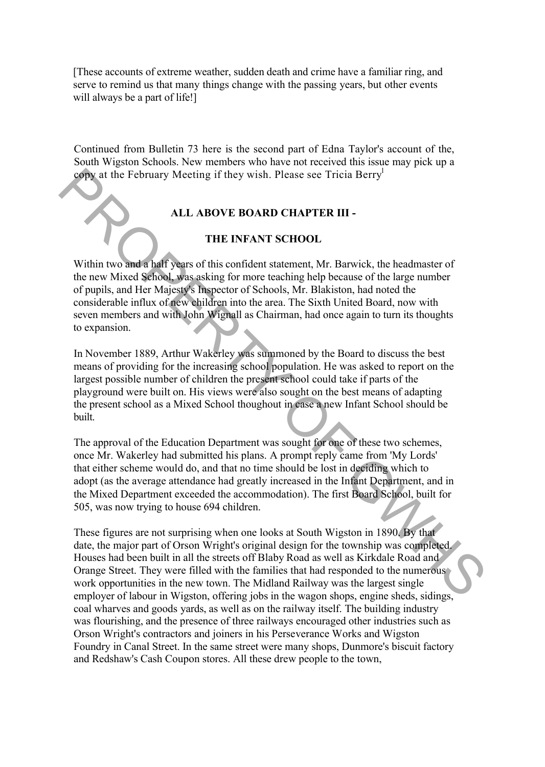[These accounts of extreme weather, sudden death and crime have a familiar ring, and serve to remind us that many things change with the passing years, but other events will always be a part of life!]

Continued from Bulletin 73 here is the second part of Edna Taylor's account of the, South Wigston Schools. New members who have not received this issue may pick up a copy at the February Meeting if they wish. Please see Tricia Berry[1]

## ALL ABOVE BOARD CHAPTER III -

## THE INFANT SCHOOL

Within two and a half years of this confident statement, Mr. Barwick, the headmaster of the new Mixed School, was asking for more teaching help because of the large number of pupils, and Her Majesty's Inspector of Schools, Mr. Blakiston, had noted the considerable influx of new children into the area. The Sixth United Board, now with seven members and with John Wignall as Chairman, had once again to turn its thoughts to expansion.

In November 1889, Arthur Wakerley was summoned by the Board to discuss the best means of providing for the increasing school population. He was asked to report on the largest possible number of children the present school could take if parts of the playground were built on. His views were also sought on the best means of adapting the present school as a Mixed School thoughout in case a new Infant School should be built.

The approval of the Education Department was sought for one of these two schemes, once Mr. Wakerley had submitted his plans. A prompt reply came from 'My Lords' that either scheme would do, and that no time should be lost in deciding which to adopt (as the average attendance had greatly increased in the Infant Department, and in the Mixed Department exceeded the accommodation). The first Board School, built for 505, was now trying to house 694 children.

These figures are not surprising when one looks at South Wigston in 1890. By that date, the major part of Orson Wright's original design for the township was completed. Houses had been built in all the streets off Blaby Road as well as Kirkdale Road and Orange Street. They were filled with the families that had responded to the numerous work opportunities in the new town. The Midland Railway was the largest single employer of labour in Wigston, offering jobs in the wagon shops, engine sheds, sidings, coal wharves and goods yards, as well as on the railway itself. The building industry was flourishing, and the presence of three railways encouraged other industries such as Orson Wright's contractors and joiners in his Perseverance Works and Wigston Foundry in Canal Street. In the same street were many shops, Dunmore's biscuit factory and Redshaw's Cash Coupon stores. All these drew people to the town,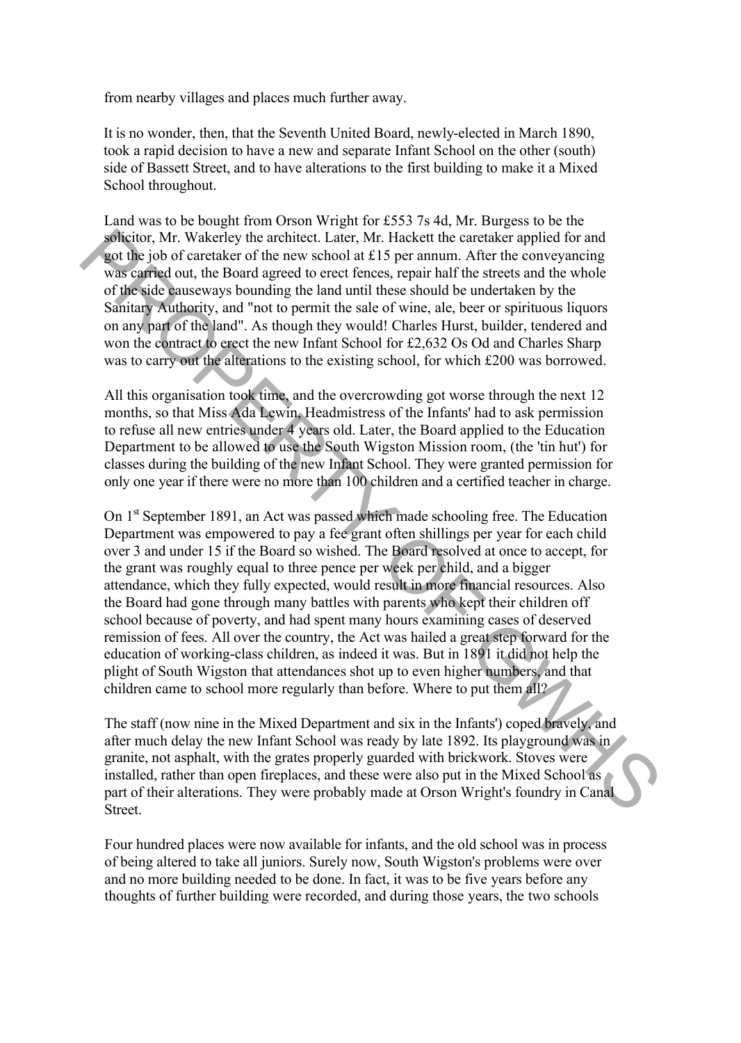from nearby villages and places much further away.

It is no wonder, then, that the Seventh United Board, newly-elected in March 1890, took a rapid decision to have a new and separate Infant School on the other (south) side of Bassett Street, and to have alterations to the first building to make it a Mixed School throughout.

Land was to be bought from Orson Wright for £553 7s 4d, Mr. Burgess to be the solicitor, Mr. Wakerley the architect. Later, Mr. Hackett the caretaker applied for and got the job of caretaker of the new school at £15 per annum. After the conveyancing was carried out, the Board agreed to erect fences, repair half the streets and the whole of the side causeways bounding the land until these should be undertaken by the Sanitary Authority, and "not to permit the sale of wine, ale, beer or spirituous liquors on any part of the land". As though they would! Charles Hurst, builder, tendered and won the contract to erect the new Infant School for £2,632 Os Od and Charles Sharp was to carry out the alterations to the existing school, for which £200 was borrowed.

All this organisation took time, and the overcrowding got worse through the next 12 months, so that Miss Ada Lewin, Headmistress of the Infants' had to ask permission to refuse all new entries under 4 years old. Later, the Board applied to the Education Department to be allowed to use the South Wigston Mission room, (the 'tin hut') for classes during the building of the new Infant School. They were granted permission for only one year if there were no more than 100 children and a certified teacher in charge.

On 1st September 1891, an Act was passed which made schooling free. The Education Department was empowered to pay a fee grant often shillings per year for each child over 3 and under 15 if the Board so wished. The Board resolved at once to accept, for the grant was roughly equal to three pence per week per child, and a bigger attendance, which they fully expected, would result in more financial resources. Also the Board had gone through many battles with parents who kept their children off school because of poverty, and had spent many hours examining cases of deserved remission of fees. All over the country, the Act was hailed a great step forward for the education of working-class children, as indeed it was. But in 1891 it did not help the plight of South Wigston that attendances shot up to even higher numbers, and that children came to school more regularly than before. Where to put them all?

The staff (now nine in the Mixed Department and six in the Infants') coped bravely, and after much delay the new Infant School was ready by late 1892. Its playground was in granite, not asphalt, with the grates properly guarded with brickwork. Stoves were installed, rather than open fireplaces, and these were also put in the Mixed School as part of their alterations. They were probably made at Orson Wright's foundry in Canal Street.

Four hundred places were now available for infants, and the old school was in process of being altered to take all juniors. Surely now, South Wigston's problems were over and no more building needed to be done. In fact, it was to be five years before any thoughts of further building were recorded, and during those years, the two schools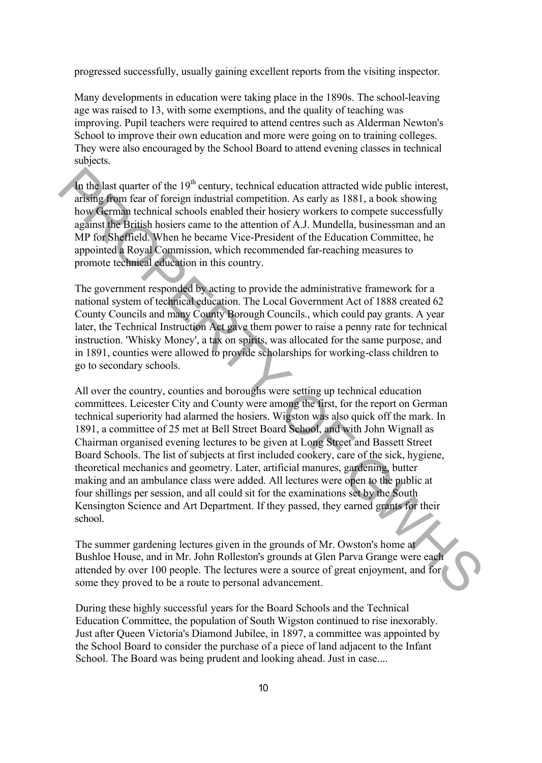progressed successfully, usually gaining excellent reports from the visiting inspector.

Many developments in education were taking place in the 1890s. The school-leaving age was raised to 13, with some exemptions, and the quality of teaching was improving. Pupil teachers were required to attend centres such as Alderman Newton's School to improve their own education and more were going on to training colleges. They were also encouraged by the School Board to attend evening classes in technical subjects.

In the last quarter of the 19th century, technical education attracted wide public interest, arising from fear of foreign industrial competition. As early as 1881, a book showing how German technical schools enabled their hosiery workers to compete successfully against the British hosiers came to the attention of A.J. Mundella, businessman and an MP for Sheffield. When he became Vice-President of the Education Committee, he appointed a Royal Commission, which recommended far-reaching measures to promote technical education in this country.

The government responded by acting to provide the administrative framework for a national system of technical education. The Local Government Act of 1888 created 62 County Councils and many County Borough Councils., which could pay grants. A year later, the Technical Instruction Act gave them power to raise a penny rate for technical instruction. 'Whisky Money', a tax on spirits, was allocated for the same purpose, and in 1891, counties were allowed to provide scholarships for working-class children to go to secondary schools.

All over the country, counties and boroughs were setting up technical education committees. Leicester City and County were among the first, for the report on German technical superiority had alarmed the hosiers. Wigston was also quick off the mark. In 1891, a committee of 25 met at Bell Street Board School, and with John Wignall as Chairman organised evening lectures to be given at Long Street and Bassett Street Board Schools. The list of subjects at first included cookery, care of the sick, hygiene, theoretical mechanics and geometry. Later, artificial manures, gardening, butter making and an ambulance class were added. All lectures were open to the public at four shillings per session, and all could sit for the examinations set by the South Kensington Science and Art Department. If they passed, they earned grants for their school.

The summer gardening lectures given in the grounds of Mr. Owston's home at Bushloe House, and in Mr. John Rolleston's grounds at Glen Parva Grange were each attended by over 100 people. The lectures were a source of great enjoyment, and for some they proved to be a route to personal advancement.

During these highly successful years for the Board Schools and the Technical Education Committee, the population of South Wigston continued to rise inexorably. Just after Queen Victoria's Diamond Jubilee, in 1897, a committee was appointed by the School Board to consider the purchase of a piece of land adjacent to the Infant School. The Board was being prudent and looking ahead. Just in case....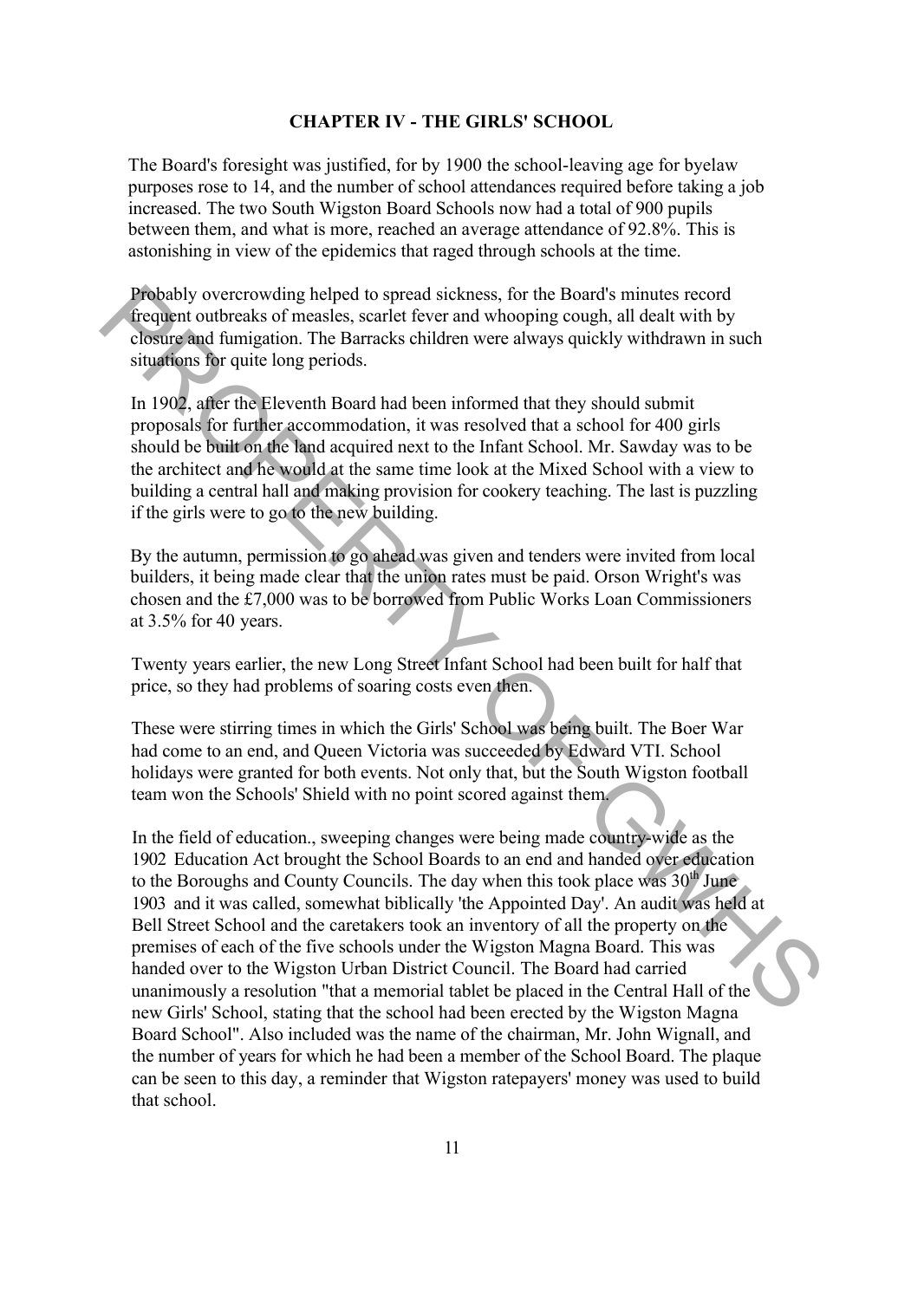## CHAPTER IV - THE GIRLS' SCHOOL

The Board's foresight was justified, for by 1900 the school-leaving age for byelaw purposes rose to 14, and the number of school attendances required before taking a job increased. The two South Wigston Board Schools now had a total of 900 pupils between them, and what is more, reached an average attendance of 92.8%. This is astonishing in view of the epidemics that raged through schools at the time.

Probably overcrowding helped to spread sickness, for the Board's minutes record frequent outbreaks of measles, scarlet fever and whooping cough, all dealt with by closure and fumigation. The Barracks children were always quickly withdrawn in such situations for quite long periods.

In 1902, after the Eleventh Board had been informed that they should submit proposals for further accommodation, it was resolved that a school for 400 girls should be built on the land acquired next to the Infant School. Mr. Sawday was to be the architect and he would at the same time look at the Mixed School with a view to building a central hall and making provision for cookery teaching. The last is puzzling if the girls were to go to the new building.

By the autumn, permission to go ahead was given and tenders were invited from local builders, it being made clear that the union rates must be paid. Orson Wright's was chosen and the £7,000 was to be borrowed from Public Works Loan Commissioners at 3.5% for 40 years.

Twenty years earlier, the new Long Street Infant School had been built for half that price, so they had problems of soaring costs even then.

These were stirring times in which the Girls' School was being built. The Boer War had come to an end, and Queen Victoria was succeeded by Edward VTI. School holidays were granted for both events. Not only that, but the South Wigston football team won the Schools' Shield with no point scored against them.

In the field of education., sweeping changes were being made country-wide as the 1902 Education Act brought the School Boards to an end and handed over education to the Boroughs and County Councils. The day when this took place was 30th June 1903 and it was called, somewhat biblically 'the Appointed Day'. An audit was held at Bell Street School and the caretakers took an inventory of all the property on the premises of each of the five schools under the Wigston Magna Board. This was handed over to the Wigston Urban District Council. The Board had carried unanimously a resolution "that a memorial tablet be placed in the Central Hall of the new Girls' School, stating that the school had been erected by the Wigston Magna Board School". Also included was the name of the chairman, Mr. John Wignall, and the number of years for which he had been a member of the School Board. The plaque can be seen to this day, a reminder that Wigston ratepayers' money was used to build that school.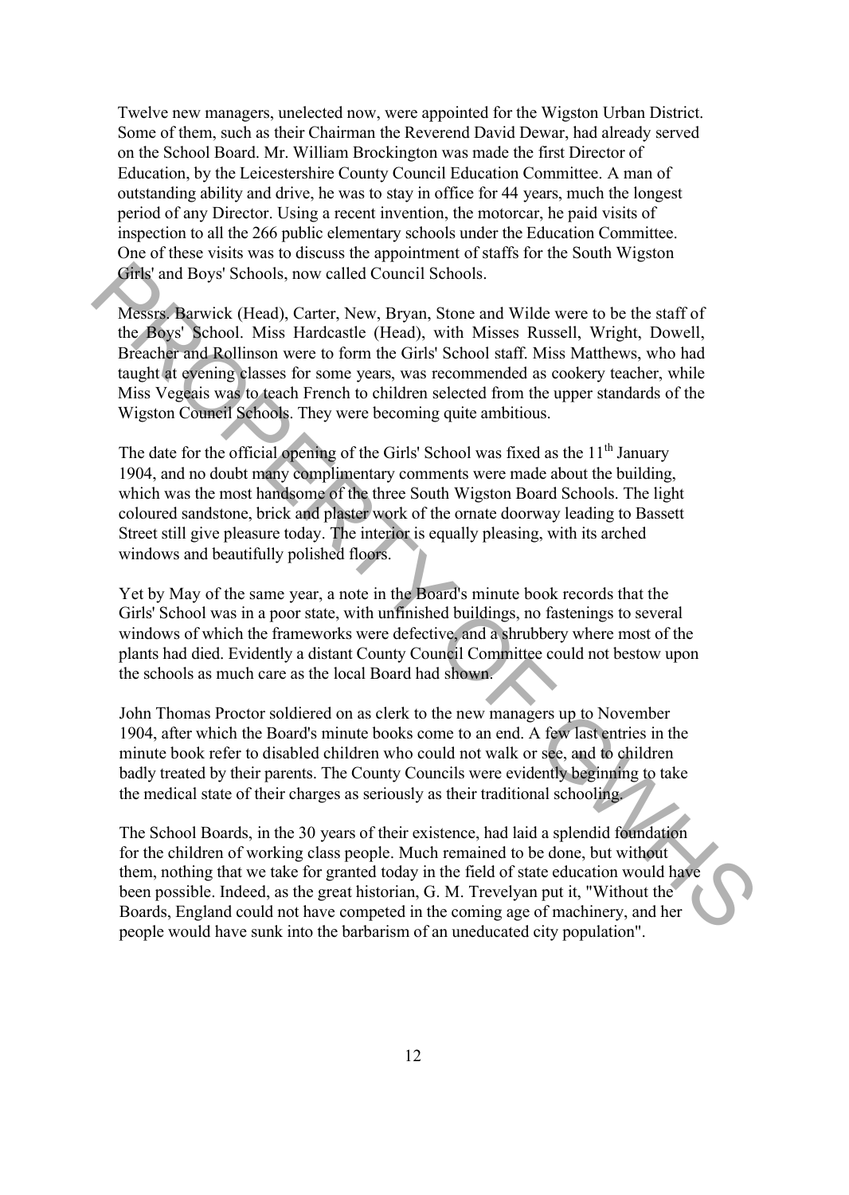Twelve new managers, unelected now, were appointed for the Wigston Urban District. Some of them, such as their Chairman the Reverend David Dewar, had already served on the School Board. Mr. William Brockington was made the first Director of Education, by the Leicestershire County Council Education Committee. A man of outstanding ability and drive, he was to stay in office for 44 years, much the longest period of any Director. Using a recent invention, the motorcar, he paid visits of inspection to all the 266 public elementary schools under the Education Committee. One of these visits was to discuss the appointment of staffs for the South Wigston Girls' and Boys' Schools, now called Council Schools.

Messrs. Barwick (Head), Carter, New, Bryan, Stone and Wilde were to be the staff of the Boys' School. Miss Hardcastle (Head), with Misses Russell, Wright, Dowell, Breacher and Rollinson were to form the Girls' School staff. Miss Matthews, who had taught at evening classes for some years, was recommended as cookery teacher, while Miss Vegeais was to teach French to children selected from the upper standards of the Wigston Council Schools. They were becoming quite ambitious.

The date for the official opening of the Girls' School was fixed as the 11th January 1904, and no doubt many complimentary comments were made about the building, which was the most handsome of the three South Wigston Board Schools. The light coloured sandstone, brick and plaster work of the ornate doorway leading to Bassett Street still give pleasure today. The interior is equally pleasing, with its arched windows and beautifully polished floors.

Yet by May of the same year, a note in the Board's minute book records that the Girls' School was in a poor state, with unfinished buildings, no fastenings to several windows of which the frameworks were defective, and a shrubbery where most of the plants had died. Evidently a distant County Council Committee could not bestow upon the schools as much care as the local Board had shown.

John Thomas Proctor soldiered on as clerk to the new managers up to November 1904, after which the Board's minute books come to an end. A few last entries in the minute book refer to disabled children who could not walk or see, and to children badly treated by their parents. The County Councils were evidently beginning to take the medical state of their charges as seriously as their traditional schooling.

The School Boards, in the 30 years of their existence, had laid a splendid foundation for the children of working class people. Much remained to be done, but without them, nothing that we take for granted today in the field of state education would have been possible. Indeed, as the great historian, G. M. Trevelyan put it, "Without the Boards, England could not have competed in the coming age of machinery, and her people would have sunk into the barbarism of an uneducated city population".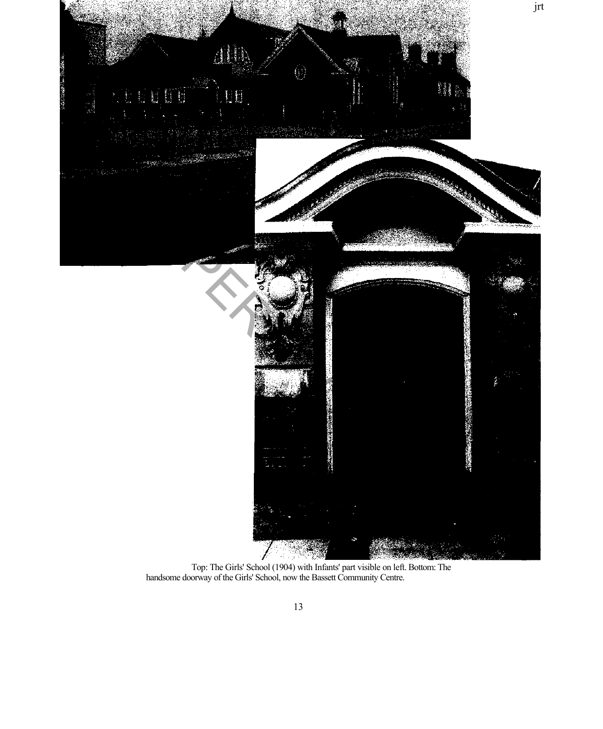Top: The Girls' School (1904) with Infants' part visible on left. Bottom: The handsome doorway of the Girls' School, now the Bassett Community Centre.